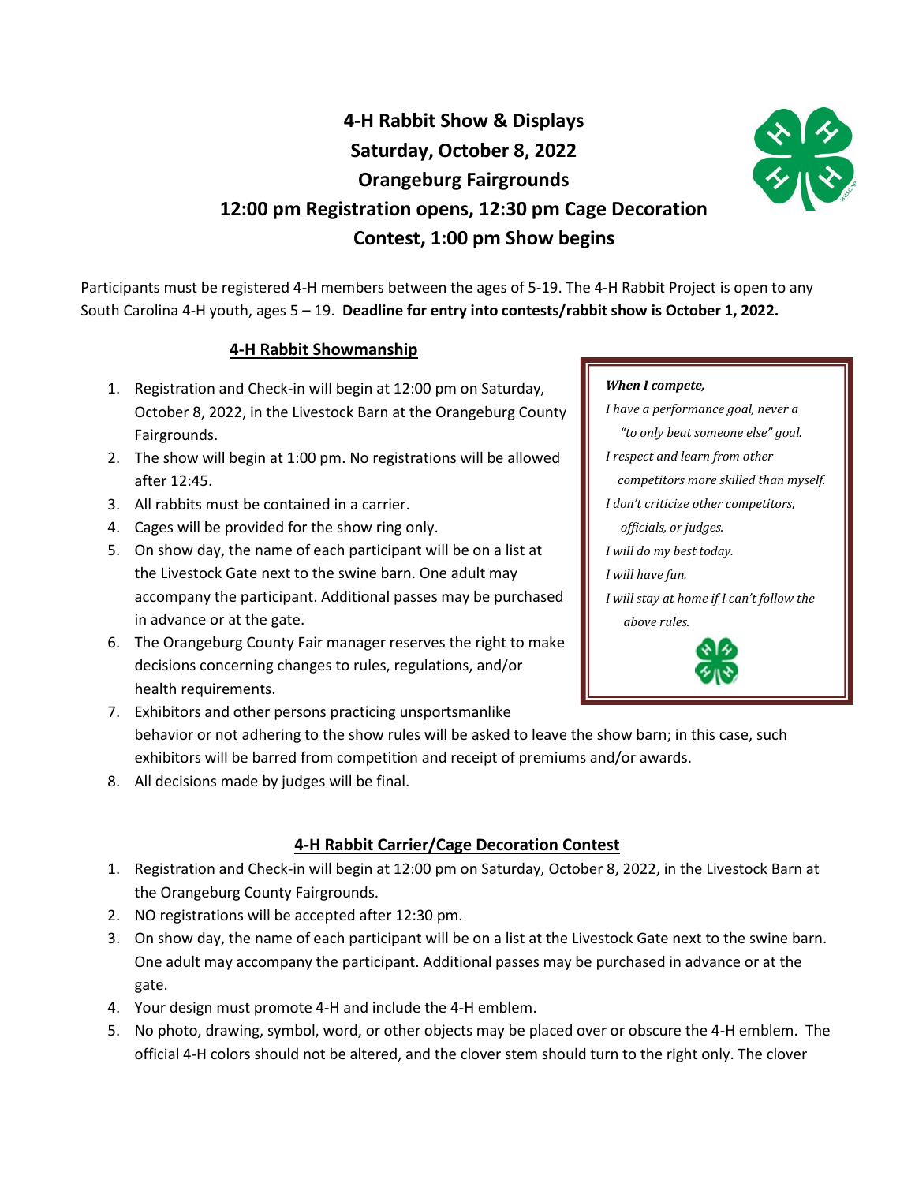# 4-H Rabbit Show & Displays
## Saturday, October 8, 2022
## Orangeburg Fairgrounds
## 12:00 pm Registration opens, 12:30 pm Cage Decoration Contest, 1:00 pm Show begins

Participants must be registered 4-H members between the ages of 5-19. The 4-H Rabbit Project is open to any South Carolina 4-H youth, ages 5 – 19. **Deadline for entry into contests/rabbit show is October 1, 2022.**

### 4-H Rabbit Showmanship

1. Registration and Check-in will begin at 12:00 pm on Saturday, October 8, 2022, in the Livestock Barn at the Orangeburg County Fairgrounds.
2. The show will begin at 1:00 pm. No registrations will be allowed after 12:45.
3. All rabbits must be contained in a carrier.
4. Cages will be provided for the show ring only.
5. On show day, the name of each participant will be on a list at the Livestock Gate next to the swine barn. One adult may accompany the participant. Additional passes may be purchased in advance or at the gate.
6. The Orangeburg County Fair manager reserves the right to make decisions concerning changes to rules, regulations, and/or health requirements.
7. Exhibitors and other persons practicing unsportsmanlike behavior or not adhering to the show rules will be asked to leave the show barn; in this case, such exhibitors will be barred from competition and receipt of premiums and/or awards.
8. All decisions made by judges will be final.

> ***When I compete,***
> *I have a performance goal, never a "to only beat someone else" goal.*
> *I respect and learn from other competitors more skilled than myself.*
> *I don't criticize other competitors, officials, or judges.*
> *I will do my best today.*
> *I will have fun.*
> *I will stay at home if I can't follow the above rules.*

### 4-H Rabbit Carrier/Cage Decoration Contest

1. Registration and Check-in will begin at 12:00 pm on Saturday, October 8, 2022, in the Livestock Barn at the Orangeburg County Fairgrounds.
2. NO registrations will be accepted after 12:30 pm.
3. On show day, the name of each participant will be on a list at the Livestock Gate next to the swine barn. One adult may accompany the participant. Additional passes may be purchased in advance or at the gate.
4. Your design must promote 4-H and include the 4-H emblem.
5. No photo, drawing, symbol, word, or other objects may be placed over or obscure the 4-H emblem. The official 4-H colors should not be altered, and the clover stem should turn to the right only. The clover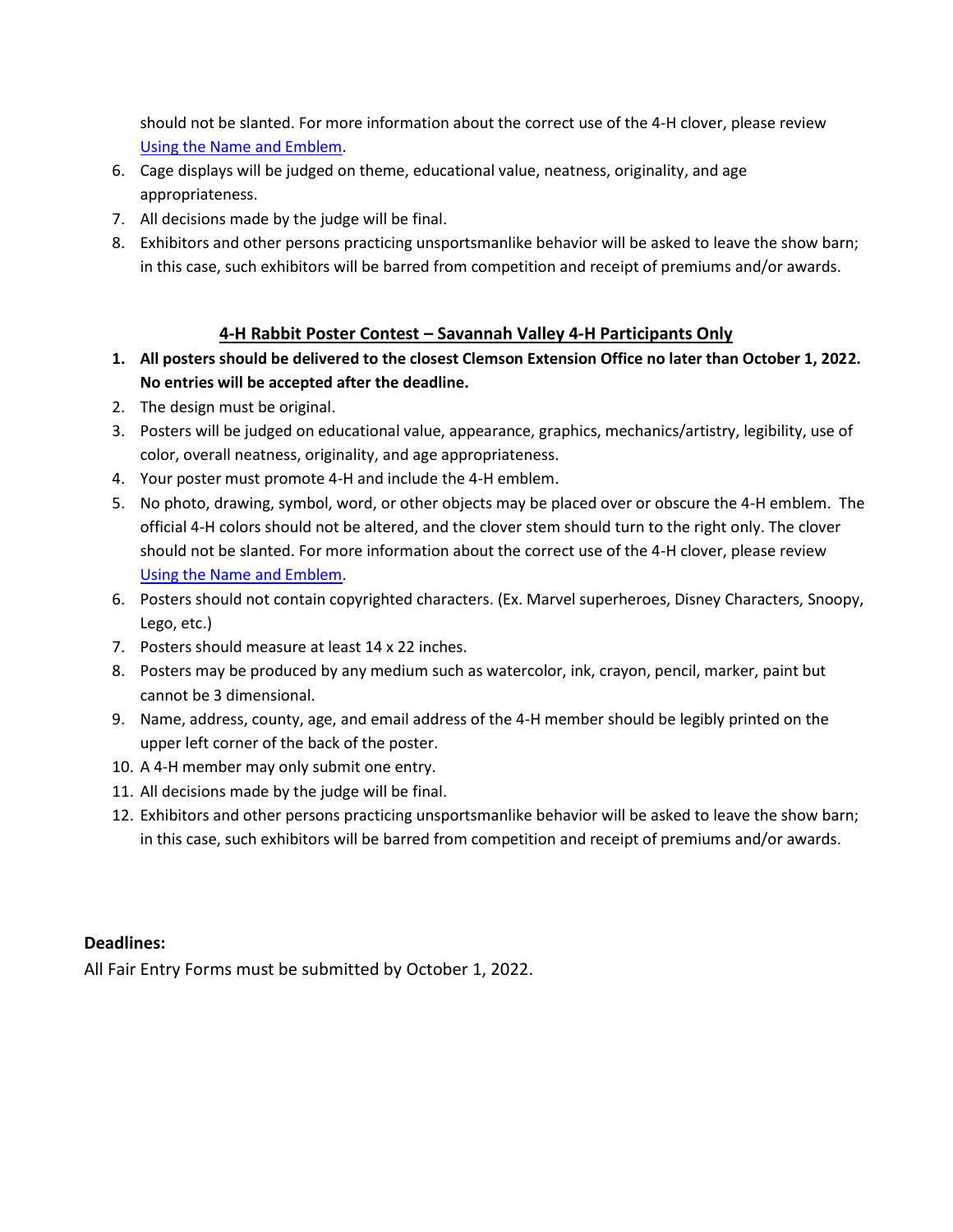should not be slanted. For more information about the correct use of the 4-H clover, please review [Using the Name and Emblem](Using the Name and Emblem).

6. Cage displays will be judged on theme, educational value, neatness, originality, and age appropriateness.
7. All decisions made by the judge will be final.
8. Exhibitors and other persons practicing unsportsmanlike behavior will be asked to leave the show barn; in this case, such exhibitors will be barred from competition and receipt of premiums and/or awards.

## 4-H Rabbit Poster Contest – Savannah Valley 4-H Participants Only

1. **All posters should be delivered to the closest Clemson Extension Office no later than October 1, 2022. No entries will be accepted after the deadline.**
2. The design must be original.
3. Posters will be judged on educational value, appearance, graphics, mechanics/artistry, legibility, use of color, overall neatness, originality, and age appropriateness.
4. Your poster must promote 4-H and include the 4-H emblem.
5. No photo, drawing, symbol, word, or other objects may be placed over or obscure the 4-H emblem. The official 4-H colors should not be altered, and the clover stem should turn to the right only. The clover should not be slanted. For more information about the correct use of the 4-H clover, please review Using the Name and Emblem.
6. Posters should not contain copyrighted characters. (Ex. Marvel superheroes, Disney Characters, Snoopy, Lego, etc.)
7. Posters should measure at least 14 x 22 inches.
8. Posters may be produced by any medium such as watercolor, ink, crayon, pencil, marker, paint but cannot be 3 dimensional.
9. Name, address, county, age, and email address of the 4-H member should be legibly printed on the upper left corner of the back of the poster.
10. A 4-H member may only submit one entry.
11. All decisions made by the judge will be final.
12. Exhibitors and other persons practicing unsportsmanlike behavior will be asked to leave the show barn; in this case, such exhibitors will be barred from competition and receipt of premiums and/or awards.

**Deadlines:**

All Fair Entry Forms must be submitted by October 1, 2022.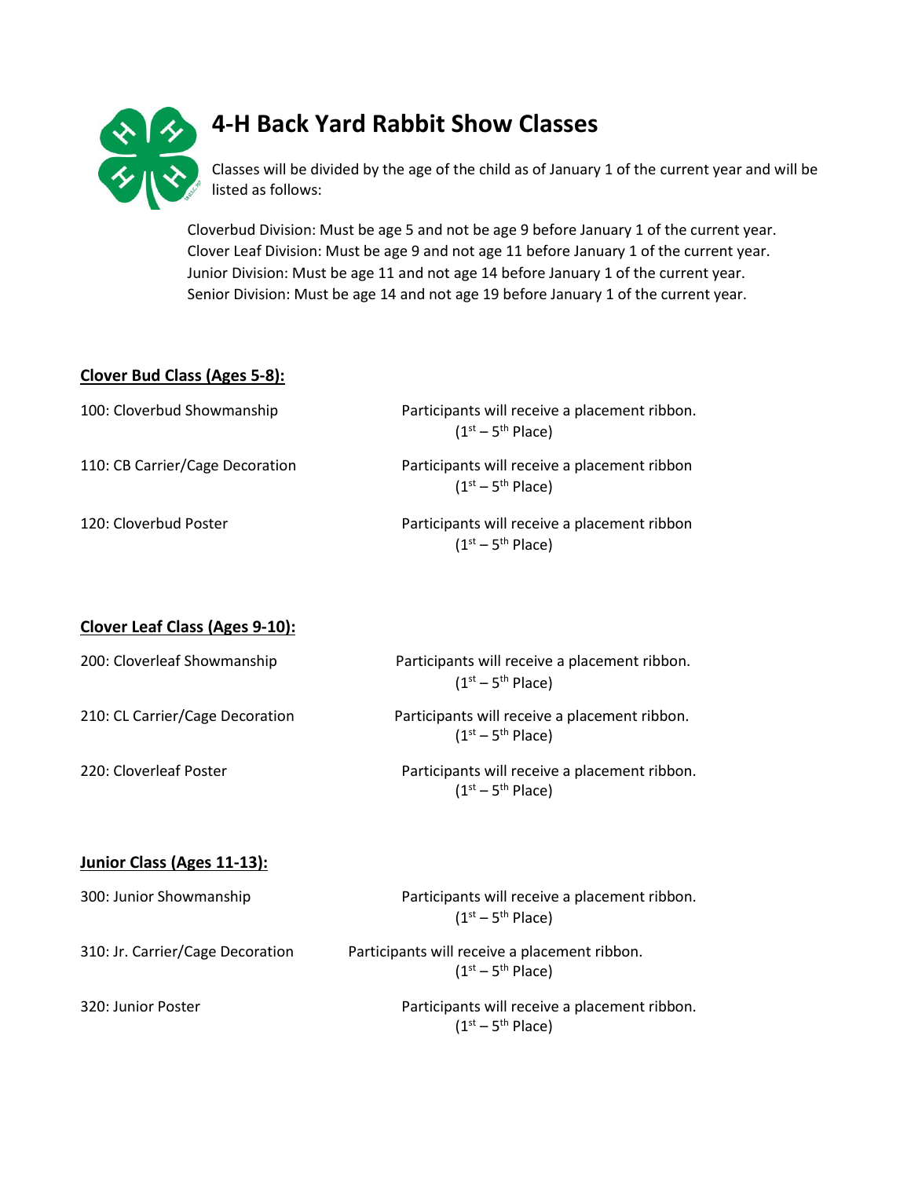# 4-H Back Yard Rabbit Show Classes

Classes will be divided by the age of the child as of January 1 of the current year and will be listed as follows:

Cloverbud Division: Must be age 5 and not be age 9 before January 1 of the current year.
Clover Leaf Division: Must be age 9 and not age 11 before January 1 of the current year.
Junior Division: Must be age 11 and not age 14 before January 1 of the current year.
Senior Division: Must be age 14 and not age 19 before January 1 of the current year.

## Clover Bud Class (Ages 5-8):

| Class | Award |
|---|---|
| 100: Cloverbud Showmanship | Participants will receive a placement ribbon. (1st – 5th Place) |
| 110: CB Carrier/Cage Decoration | Participants will receive a placement ribbon (1st – 5th Place) |
| 120: Cloverbud Poster | Participants will receive a placement ribbon (1st – 5th Place) |

## Clover Leaf Class (Ages 9-10):

| Class | Award |
|---|---|
| 200: Cloverleaf Showmanship | Participants will receive a placement ribbon. (1st – 5th Place) |
| 210: CL Carrier/Cage Decoration | Participants will receive a placement ribbon. (1st – 5th Place) |
| 220: Cloverleaf Poster | Participants will receive a placement ribbon. (1st – 5th Place) |

## Junior Class (Ages 11-13):

| Class | Award |
|---|---|
| 300: Junior Showmanship | Participants will receive a placement ribbon. (1st – 5th Place) |
| 310: Jr. Carrier/Cage Decoration | Participants will receive a placement ribbon. (1st – 5th Place) |
| 320: Junior Poster | Participants will receive a placement ribbon. (1st – 5th Place) |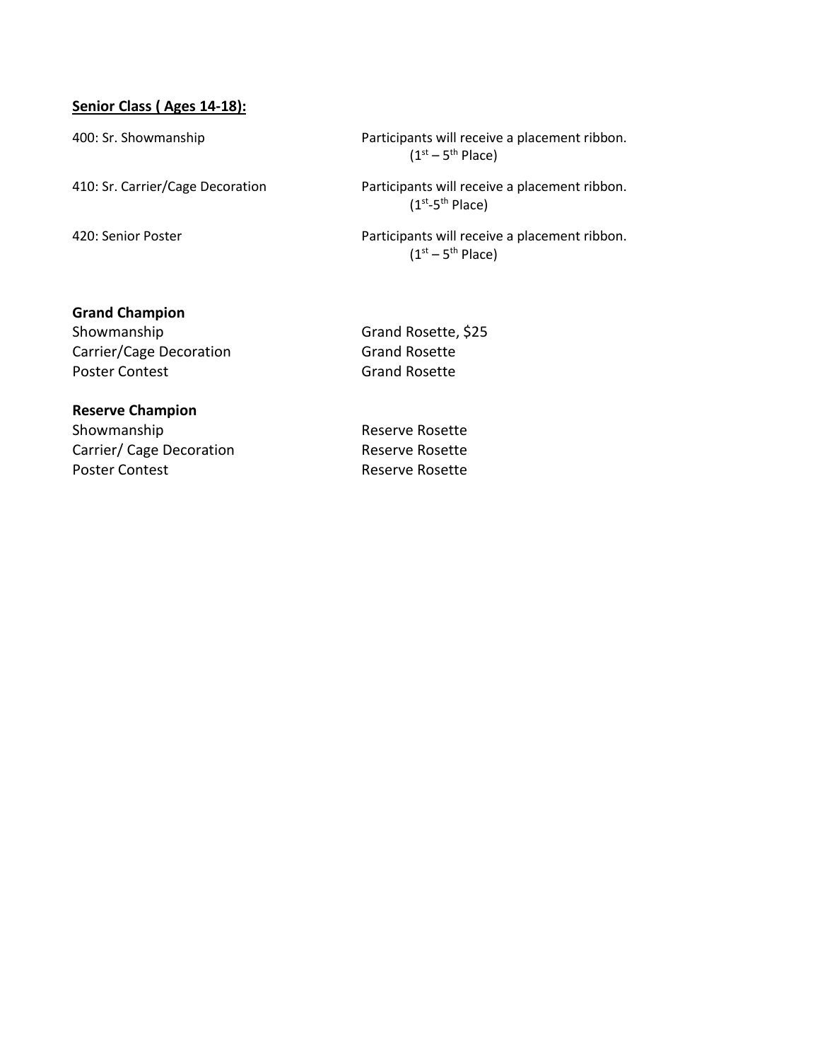**<u>Senior Class ( Ages 14-18):</u>**

| | |
|---|---|
| 400: Sr. Showmanship | Participants will receive a placement ribbon. ($1^{st}$ – $5^{th}$ Place) |
| 410: Sr. Carrier/Cage Decoration | Participants will receive a placement ribbon. ($1^{st}$-$5^{th}$ Place) |
| 420: Senior Poster | Participants will receive a placement ribbon. ($1^{st}$ – $5^{th}$ Place) |

**Grand Champion**

| | |
|---|---|
| Showmanship | Grand Rosette, $25 |
| Carrier/Cage Decoration | Grand Rosette |
| Poster Contest | Grand Rosette |

**Reserve Champion**

| | |
|---|---|
| Showmanship | Reserve Rosette |
| Carrier/ Cage Decoration | Reserve Rosette |
| Poster Contest | Reserve Rosette |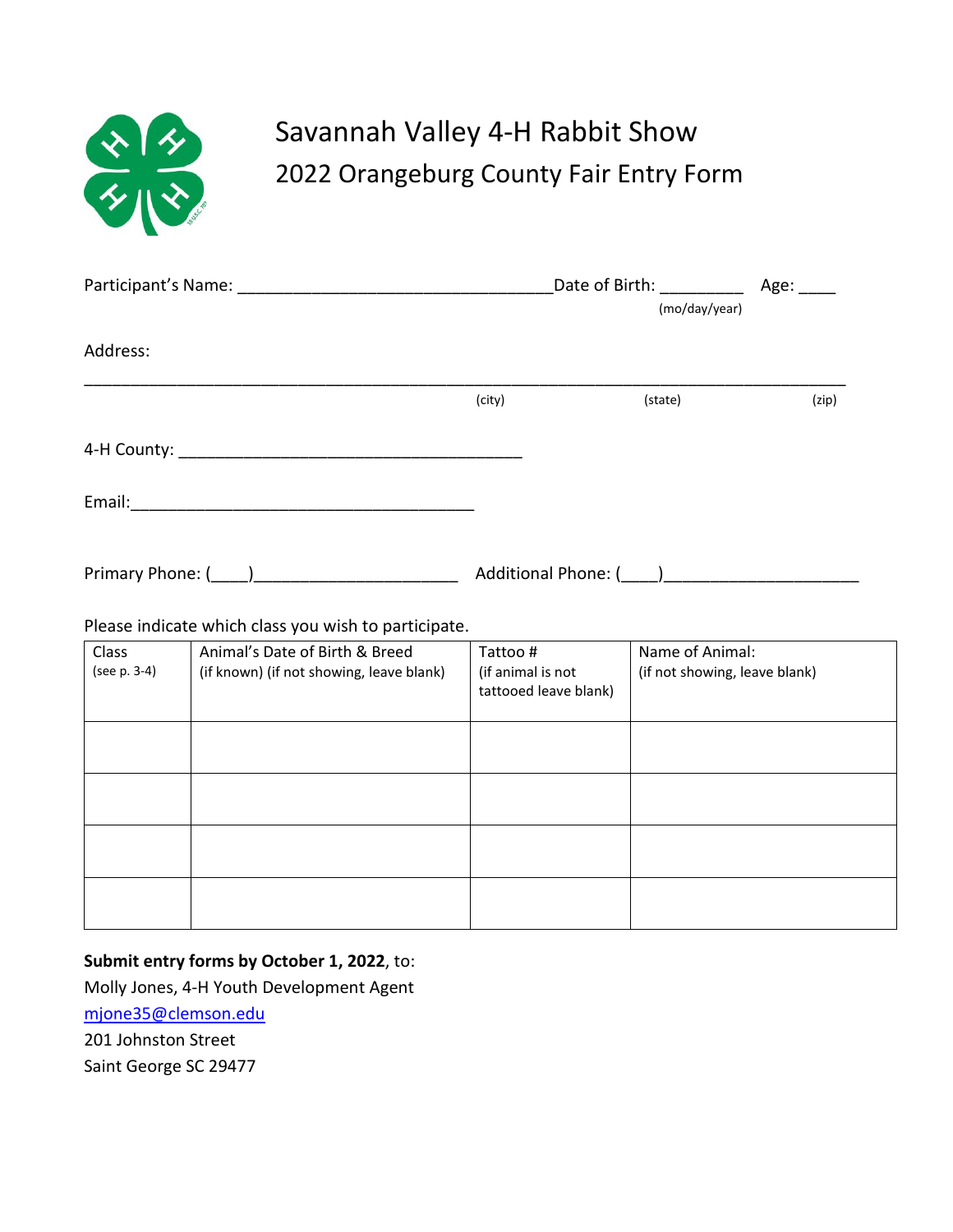# Savannah Valley 4-H Rabbit Show

## 2022 Orangeburg County Fair Entry Form

Participant's Name: ________________________________Date of Birth: ________ Age: ____
(mo/day/year)

Address:

______________________________________________________________________________
(city) (state) (zip)

4-H County: ___________________________________

Email:____________________________________

Primary Phone: (____)_____________________ Additional Phone: (____)____________________

Please indicate which class you wish to participate.

| Class (see p. 3-4) | Animal's Date of Birth & Breed (if known) (if not showing, leave blank) | Tattoo # (if animal is not tattooed leave blank) | Name of Animal: (if not showing, leave blank) |
|---|---|---|---|
| | | | |
| | | | |
| | | | |
| | | | |

**Submit entry forms by October 1, 2022**, to:
Molly Jones, 4-H Youth Development Agent
mjone35@clemson.edu
201 Johnston Street
Saint George SC 29477